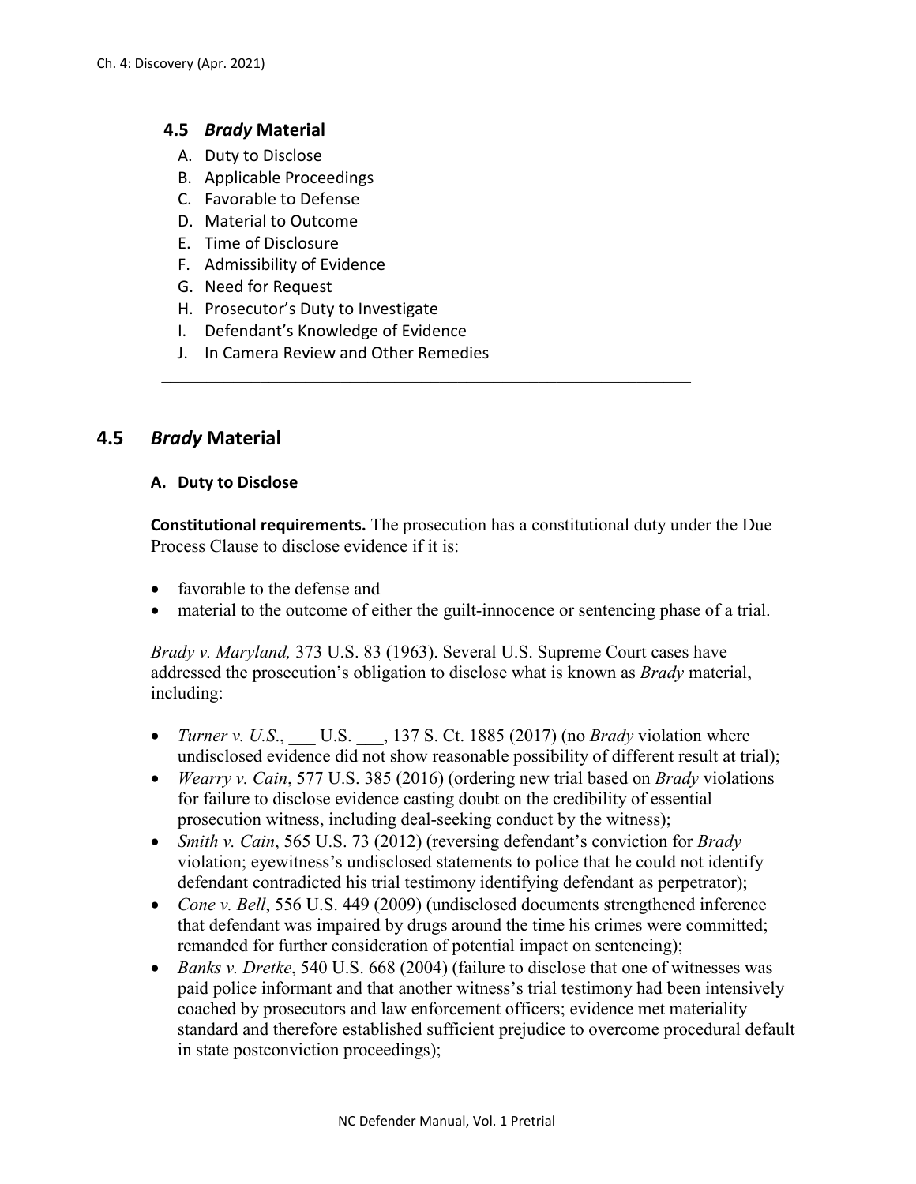## 4.5 *Brady* Material

A. Duty to Disclose
B. Applicable Proceedings
C. Favorable to Defense
D. Material to Outcome
E. Time of Disclosure
F. Admissibility of Evidence
G. Need for Request
H. Prosecutor's Duty to Investigate
I. Defendant's Knowledge of Evidence
J. In Camera Review and Other Remedies

---

## 4.5 *Brady* Material

### A. Duty to Disclose

**Constitutional requirements.** The prosecution has a constitutional duty under the Due Process Clause to disclose evidence if it is:

- favorable to the defense and
- material to the outcome of either the guilt-innocence or sentencing phase of a trial.

*Brady v. Maryland,* 373 U.S. 83 (1963). Several U.S. Supreme Court cases have addressed the prosecution's obligation to disclose what is known as *Brady* material, including:

- *Turner v. U.S.*, ___ U.S. ___, 137 S. Ct. 1885 (2017) (no *Brady* violation where undisclosed evidence did not show reasonable possibility of different result at trial);
- *Wearry v. Cain*, 577 U.S. 385 (2016) (ordering new trial based on *Brady* violations for failure to disclose evidence casting doubt on the credibility of essential prosecution witness, including deal-seeking conduct by the witness);
- *Smith v. Cain*, 565 U.S. 73 (2012) (reversing defendant's conviction for *Brady* violation; eyewitness's undisclosed statements to police that he could not identify defendant contradicted his trial testimony identifying defendant as perpetrator);
- *Cone v. Bell*, 556 U.S. 449 (2009) (undisclosed documents strengthened inference that defendant was impaired by drugs around the time his crimes were committed; remanded for further consideration of potential impact on sentencing);
- *Banks v. Dretke*, 540 U.S. 668 (2004) (failure to disclose that one of witnesses was paid police informant and that another witness's trial testimony had been intensively coached by prosecutors and law enforcement officers; evidence met materiality standard and therefore established sufficient prejudice to overcome procedural default in state postconviction proceedings);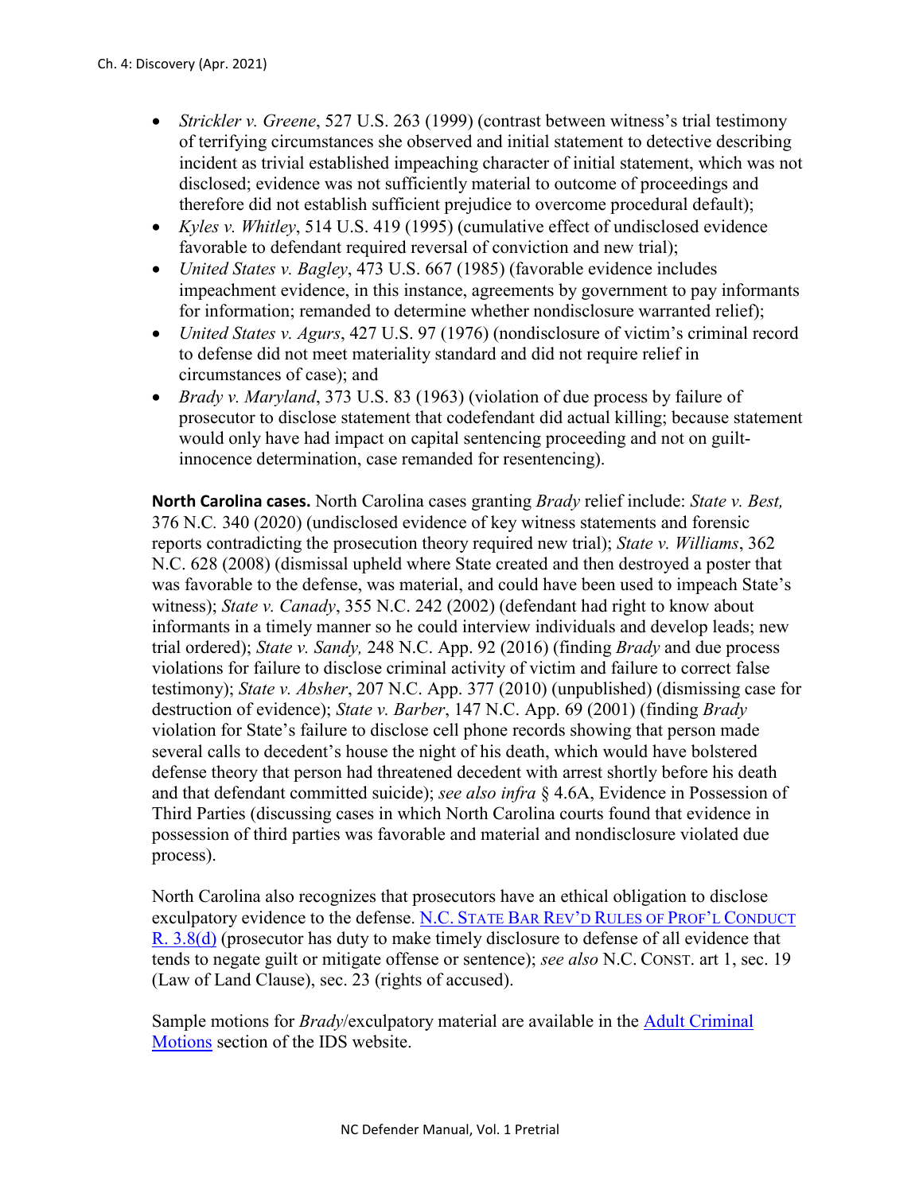- *Strickler v. Greene*, 527 U.S. 263 (1999) (contrast between witness's trial testimony of terrifying circumstances she observed and initial statement to detective describing incident as trivial established impeaching character of initial statement, which was not disclosed; evidence was not sufficiently material to outcome of proceedings and therefore did not establish sufficient prejudice to overcome procedural default);
- *Kyles v. Whitley*, 514 U.S. 419 (1995) (cumulative effect of undisclosed evidence favorable to defendant required reversal of conviction and new trial);
- *United States v. Bagley*, 473 U.S. 667 (1985) (favorable evidence includes impeachment evidence, in this instance, agreements by government to pay informants for information; remanded to determine whether nondisclosure warranted relief);
- *United States v. Agurs*, 427 U.S. 97 (1976) (nondisclosure of victim's criminal record to defense did not meet materiality standard and did not require relief in circumstances of case); and
- *Brady v. Maryland*, 373 U.S. 83 (1963) (violation of due process by failure of prosecutor to disclose statement that codefendant did actual killing; because statement would only have had impact on capital sentencing proceeding and not on guilt-innocence determination, case remanded for resentencing).

**North Carolina cases.** North Carolina cases granting *Brady* relief include: *State v. Best,* 376 N.C. 340 (2020) (undisclosed evidence of key witness statements and forensic reports contradicting the prosecution theory required new trial); *State v. Williams*, 362 N.C. 628 (2008) (dismissal upheld where State created and then destroyed a poster that was favorable to the defense, was material, and could have been used to impeach State's witness); *State v. Canady*, 355 N.C. 242 (2002) (defendant had right to know about informants in a timely manner so he could interview individuals and develop leads; new trial ordered); *State v. Sandy,* 248 N.C. App. 92 (2016) (finding *Brady* and due process violations for failure to disclose criminal activity of victim and failure to correct false testimony); *State v. Absher*, 207 N.C. App. 377 (2010) (unpublished) (dismissing case for destruction of evidence); *State v. Barber*, 147 N.C. App. 69 (2001) (finding *Brady* violation for State's failure to disclose cell phone records showing that person made several calls to decedent's house the night of his death, which would have bolstered defense theory that person had threatened decedent with arrest shortly before his death and that defendant committed suicide); *see also infra* § 4.6A, Evidence in Possession of Third Parties (discussing cases in which North Carolina courts found that evidence in possession of third parties was favorable and material and nondisclosure violated due process).

North Carolina also recognizes that prosecutors have an ethical obligation to disclose exculpatory evidence to the defense. N.C. STATE BAR REV'D RULES OF PROF'L CONDUCT R. 3.8(d) (prosecutor has duty to make timely disclosure to defense of all evidence that tends to negate guilt or mitigate offense or sentence); *see also* N.C. CONST. art 1, sec. 19 (Law of Land Clause), sec. 23 (rights of accused).

Sample motions for *Brady*/exculpatory material are available in the Adult Criminal Motions section of the IDS website.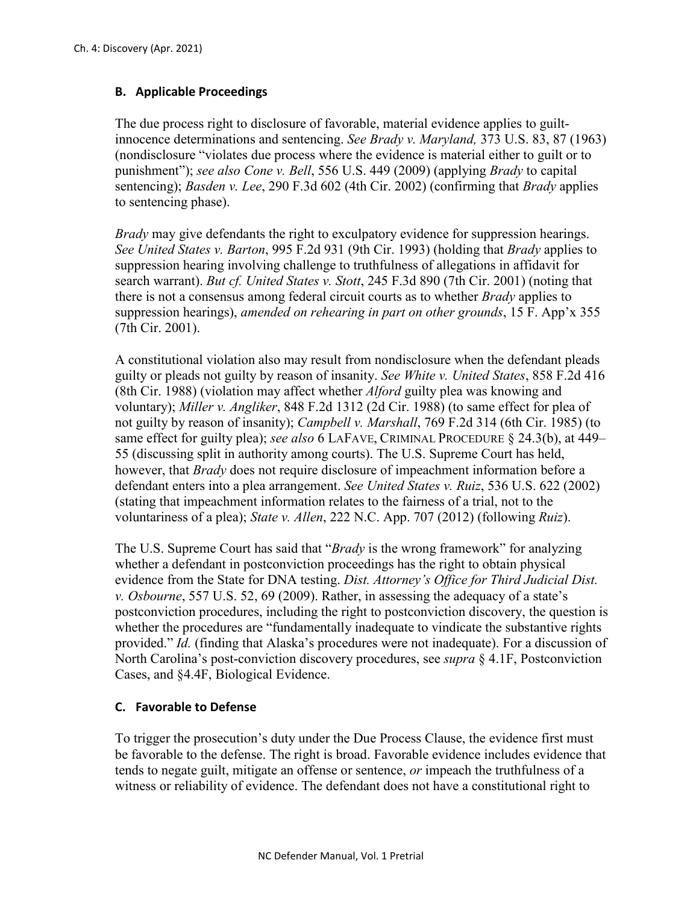## B. Applicable Proceedings

The due process right to disclosure of favorable, material evidence applies to guilt-innocence determinations and sentencing. *See Brady v. Maryland,* 373 U.S. 83, 87 (1963) (nondisclosure "violates due process where the evidence is material either to guilt or to punishment"); *see also Cone v. Bell*, 556 U.S. 449 (2009) (applying *Brady* to capital sentencing); *Basden v. Lee*, 290 F.3d 602 (4th Cir. 2002) (confirming that *Brady* applies to sentencing phase).

*Brady* may give defendants the right to exculpatory evidence for suppression hearings. *See United States v. Barton*, 995 F.2d 931 (9th Cir. 1993) (holding that *Brady* applies to suppression hearing involving challenge to truthfulness of allegations in affidavit for search warrant). *But cf. United States v. Stott*, 245 F.3d 890 (7th Cir. 2001) (noting that there is not a consensus among federal circuit courts as to whether *Brady* applies to suppression hearings), *amended on rehearing in part on other grounds*, 15 F. App'x 355 (7th Cir. 2001).

A constitutional violation also may result from nondisclosure when the defendant pleads guilty or pleads not guilty by reason of insanity. *See White v. United States*, 858 F.2d 416 (8th Cir. 1988) (violation may affect whether *Alford* guilty plea was knowing and voluntary); *Miller v. Angliker*, 848 F.2d 1312 (2d Cir. 1988) (to same effect for plea of not guilty by reason of insanity); *Campbell v. Marshall*, 769 F.2d 314 (6th Cir. 1985) (to same effect for guilty plea); *see also* 6 LAFAVE, CRIMINAL PROCEDURE § 24.3(b), at 449–55 (discussing split in authority among courts). The U.S. Supreme Court has held, however, that *Brady* does not require disclosure of impeachment information before a defendant enters into a plea arrangement. *See United States v. Ruiz*, 536 U.S. 622 (2002) (stating that impeachment information relates to the fairness of a trial, not to the voluntariness of a plea); *State v. Allen*, 222 N.C. App. 707 (2012) (following *Ruiz*).

The U.S. Supreme Court has said that "*Brady* is the wrong framework" for analyzing whether a defendant in postconviction proceedings has the right to obtain physical evidence from the State for DNA testing. *Dist. Attorney's Office for Third Judicial Dist. v. Osbourne*, 557 U.S. 52, 69 (2009). Rather, in assessing the adequacy of a state's postconviction procedures, including the right to postconviction discovery, the question is whether the procedures are "fundamentally inadequate to vindicate the substantive rights provided." *Id.* (finding that Alaska's procedures were not inadequate). For a discussion of North Carolina's post-conviction discovery procedures, see *supra* § 4.1F, Postconviction Cases, and §4.4F, Biological Evidence.

## C. Favorable to Defense

To trigger the prosecution's duty under the Due Process Clause, the evidence first must be favorable to the defense. The right is broad. Favorable evidence includes evidence that tends to negate guilt, mitigate an offense or sentence, *or* impeach the truthfulness of a witness or reliability of evidence. The defendant does not have a constitutional right to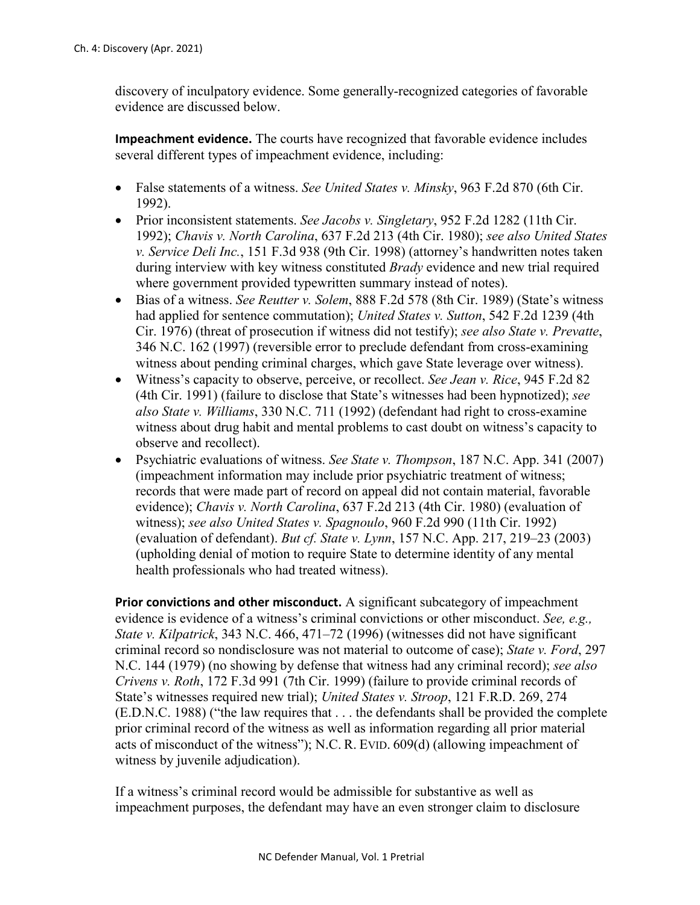discovery of inculpatory evidence. Some generally-recognized categories of favorable evidence are discussed below.

**Impeachment evidence.** The courts have recognized that favorable evidence includes several different types of impeachment evidence, including:

- False statements of a witness. *See United States v. Minsky*, 963 F.2d 870 (6th Cir. 1992).
- Prior inconsistent statements. *See Jacobs v. Singletary*, 952 F.2d 1282 (11th Cir. 1992); *Chavis v. North Carolina*, 637 F.2d 213 (4th Cir. 1980); *see also United States v. Service Deli Inc.*, 151 F.3d 938 (9th Cir. 1998) (attorney's handwritten notes taken during interview with key witness constituted *Brady* evidence and new trial required where government provided typewritten summary instead of notes).
- Bias of a witness. *See Reutter v. Solem*, 888 F.2d 578 (8th Cir. 1989) (State's witness had applied for sentence commutation); *United States v. Sutton*, 542 F.2d 1239 (4th Cir. 1976) (threat of prosecution if witness did not testify); *see also State v. Prevatte*, 346 N.C. 162 (1997) (reversible error to preclude defendant from cross-examining witness about pending criminal charges, which gave State leverage over witness).
- Witness's capacity to observe, perceive, or recollect. *See Jean v. Rice*, 945 F.2d 82 (4th Cir. 1991) (failure to disclose that State's witnesses had been hypnotized); *see also State v. Williams*, 330 N.C. 711 (1992) (defendant had right to cross-examine witness about drug habit and mental problems to cast doubt on witness's capacity to observe and recollect).
- Psychiatric evaluations of witness. *See State v. Thompson*, 187 N.C. App. 341 (2007) (impeachment information may include prior psychiatric treatment of witness; records that were made part of record on appeal did not contain material, favorable evidence); *Chavis v. North Carolina*, 637 F.2d 213 (4th Cir. 1980) (evaluation of witness); *see also United States v. Spagnoulo*, 960 F.2d 990 (11th Cir. 1992) (evaluation of defendant). *But cf. State v. Lynn*, 157 N.C. App. 217, 219–23 (2003) (upholding denial of motion to require State to determine identity of any mental health professionals who had treated witness).

**Prior convictions and other misconduct.** A significant subcategory of impeachment evidence is evidence of a witness's criminal convictions or other misconduct. *See, e.g., State v. Kilpatrick*, 343 N.C. 466, 471–72 (1996) (witnesses did not have significant criminal record so nondisclosure was not material to outcome of case); *State v. Ford*, 297 N.C. 144 (1979) (no showing by defense that witness had any criminal record); *see also Crivens v. Roth*, 172 F.3d 991 (7th Cir. 1999) (failure to provide criminal records of State's witnesses required new trial); *United States v. Stroop*, 121 F.R.D. 269, 274 (E.D.N.C. 1988) ("the law requires that . . . the defendants shall be provided the complete prior criminal record of the witness as well as information regarding all prior material acts of misconduct of the witness"); N.C. R. EVID. 609(d) (allowing impeachment of witness by juvenile adjudication).

If a witness's criminal record would be admissible for substantive as well as impeachment purposes, the defendant may have an even stronger claim to disclosure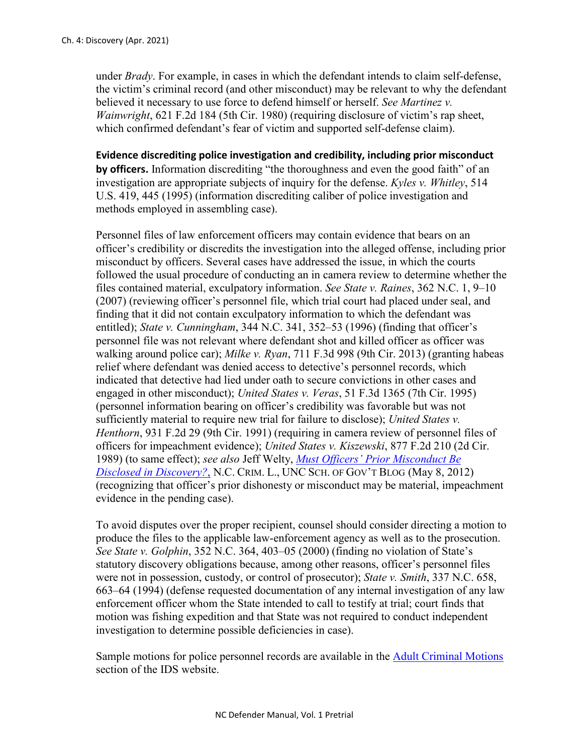under *Brady*. For example, in cases in which the defendant intends to claim self-defense, the victim's criminal record (and other misconduct) may be relevant to why the defendant believed it necessary to use force to defend himself or herself. *See Martinez v. Wainwright*, 621 F.2d 184 (5th Cir. 1980) (requiring disclosure of victim's rap sheet, which confirmed defendant's fear of victim and supported self-defense claim).

**Evidence discrediting police investigation and credibility, including prior misconduct by officers.** Information discrediting "the thoroughness and even the good faith" of an investigation are appropriate subjects of inquiry for the defense. *Kyles v. Whitley*, 514 U.S. 419, 445 (1995) (information discrediting caliber of police investigation and methods employed in assembling case).

Personnel files of law enforcement officers may contain evidence that bears on an officer's credibility or discredits the investigation into the alleged offense, including prior misconduct by officers. Several cases have addressed the issue, in which the courts followed the usual procedure of conducting an in camera review to determine whether the files contained material, exculpatory information. *See State v. Raines*, 362 N.C. 1, 9–10 (2007) (reviewing officer's personnel file, which trial court had placed under seal, and finding that it did not contain exculpatory information to which the defendant was entitled); *State v. Cunningham*, 344 N.C. 341, 352–53 (1996) (finding that officer's personnel file was not relevant where defendant shot and killed officer as officer was walking around police car); *Milke v. Ryan*, 711 F.3d 998 (9th Cir. 2013) (granting habeas relief where defendant was denied access to detective's personnel records, which indicated that detective had lied under oath to secure convictions in other cases and engaged in other misconduct); *United States v. Veras*, 51 F.3d 1365 (7th Cir. 1995) (personnel information bearing on officer's credibility was favorable but was not sufficiently material to require new trial for failure to disclose); *United States v. Henthorn*, 931 F.2d 29 (9th Cir. 1991) (requiring in camera review of personnel files of officers for impeachment evidence); *United States v. Kiszewski*, 877 F.2d 210 (2d Cir. 1989) (to same effect); *see also* Jeff Welty, *Must Officers' Prior Misconduct Be Disclosed in Discovery?*, N.C. CRIM. L., UNC SCH. OF GOV'T BLOG (May 8, 2012) (recognizing that officer's prior dishonesty or misconduct may be material, impeachment evidence in the pending case).

To avoid disputes over the proper recipient, counsel should consider directing a motion to produce the files to the applicable law-enforcement agency as well as to the prosecution. *See State v. Golphin*, 352 N.C. 364, 403–05 (2000) (finding no violation of State's statutory discovery obligations because, among other reasons, officer's personnel files were not in possession, custody, or control of prosecutor); *State v. Smith*, 337 N.C. 658, 663–64 (1994) (defense requested documentation of any internal investigation of any law enforcement officer whom the State intended to call to testify at trial; court finds that motion was fishing expedition and that State was not required to conduct independent investigation to determine possible deficiencies in case).

Sample motions for police personnel records are available in the Adult Criminal Motions section of the IDS website.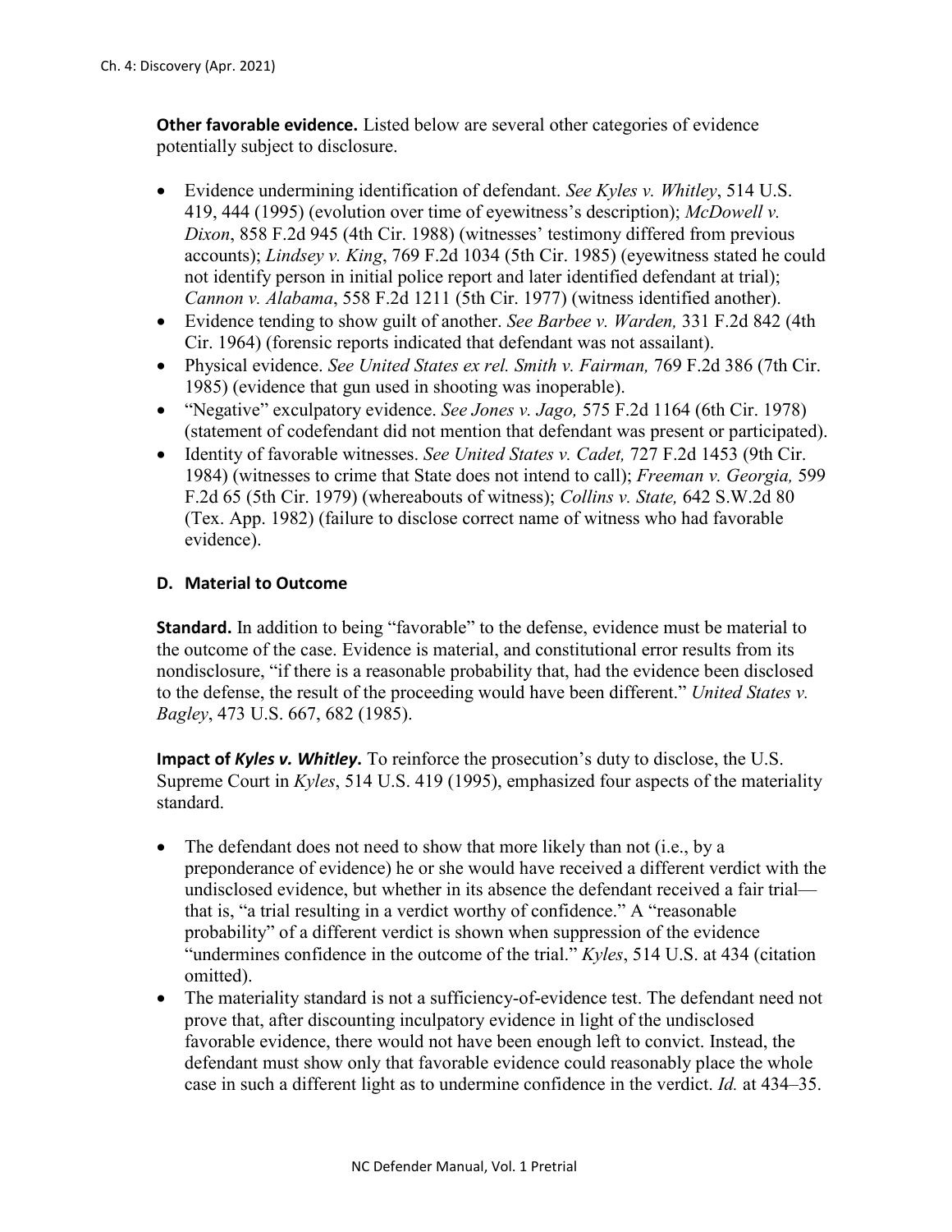**Other favorable evidence.** Listed below are several other categories of evidence potentially subject to disclosure.

- Evidence undermining identification of defendant. *See Kyles v. Whitley*, 514 U.S. 419, 444 (1995) (evolution over time of eyewitness's description); *McDowell v. Dixon*, 858 F.2d 945 (4th Cir. 1988) (witnesses' testimony differed from previous accounts); *Lindsey v. King*, 769 F.2d 1034 (5th Cir. 1985) (eyewitness stated he could not identify person in initial police report and later identified defendant at trial); *Cannon v. Alabama*, 558 F.2d 1211 (5th Cir. 1977) (witness identified another).
- Evidence tending to show guilt of another. *See Barbee v. Warden,* 331 F.2d 842 (4th Cir. 1964) (forensic reports indicated that defendant was not assailant).
- Physical evidence. *See United States ex rel. Smith v. Fairman,* 769 F.2d 386 (7th Cir. 1985) (evidence that gun used in shooting was inoperable).
- "Negative" exculpatory evidence. *See Jones v. Jago,* 575 F.2d 1164 (6th Cir. 1978) (statement of codefendant did not mention that defendant was present or participated).
- Identity of favorable witnesses. *See United States v. Cadet,* 727 F.2d 1453 (9th Cir. 1984) (witnesses to crime that State does not intend to call); *Freeman v. Georgia,* 599 F.2d 65 (5th Cir. 1979) (whereabouts of witness); *Collins v. State,* 642 S.W.2d 80 (Tex. App. 1982) (failure to disclose correct name of witness who had favorable evidence).

### D. Material to Outcome

**Standard.** In addition to being "favorable" to the defense, evidence must be material to the outcome of the case. Evidence is material, and constitutional error results from its nondisclosure, "if there is a reasonable probability that, had the evidence been disclosed to the defense, the result of the proceeding would have been different." *United States v. Bagley*, 473 U.S. 667, 682 (1985).

**Impact of *Kyles v. Whitley*.** To reinforce the prosecution's duty to disclose, the U.S. Supreme Court in *Kyles*, 514 U.S. 419 (1995), emphasized four aspects of the materiality standard.

- The defendant does not need to show that more likely than not (i.e., by a preponderance of evidence) he or she would have received a different verdict with the undisclosed evidence, but whether in its absence the defendant received a fair trial—that is, "a trial resulting in a verdict worthy of confidence." A "reasonable probability" of a different verdict is shown when suppression of the evidence "undermines confidence in the outcome of the trial." *Kyles*, 514 U.S. at 434 (citation omitted).
- The materiality standard is not a sufficiency-of-evidence test. The defendant need not prove that, after discounting inculpatory evidence in light of the undisclosed favorable evidence, there would not have been enough left to convict. Instead, the defendant must show only that favorable evidence could reasonably place the whole case in such a different light as to undermine confidence in the verdict. *Id.* at 434–35.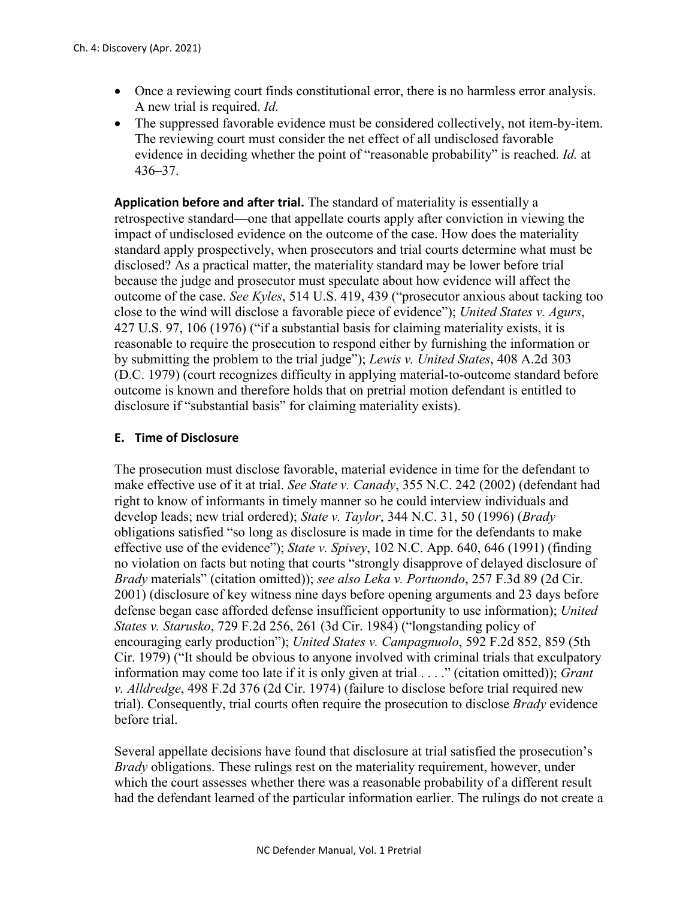- Once a reviewing court finds constitutional error, there is no harmless error analysis. A new trial is required. *Id.*
- The suppressed favorable evidence must be considered collectively, not item-by-item. The reviewing court must consider the net effect of all undisclosed favorable evidence in deciding whether the point of "reasonable probability" is reached. *Id.* at 436–37.

**Application before and after trial.** The standard of materiality is essentially a retrospective standard—one that appellate courts apply after conviction in viewing the impact of undisclosed evidence on the outcome of the case. How does the materiality standard apply prospectively, when prosecutors and trial courts determine what must be disclosed? As a practical matter, the materiality standard may be lower before trial because the judge and prosecutor must speculate about how evidence will affect the outcome of the case. *See Kyles*, 514 U.S. 419, 439 ("prosecutor anxious about tacking too close to the wind will disclose a favorable piece of evidence"); *United States v. Agurs*, 427 U.S. 97, 106 (1976) ("if a substantial basis for claiming materiality exists, it is reasonable to require the prosecution to respond either by furnishing the information or by submitting the problem to the trial judge"); *Lewis v. United States*, 408 A.2d 303 (D.C. 1979) (court recognizes difficulty in applying material-to-outcome standard before outcome is known and therefore holds that on pretrial motion defendant is entitled to disclosure if "substantial basis" for claiming materiality exists).

## E. Time of Disclosure

The prosecution must disclose favorable, material evidence in time for the defendant to make effective use of it at trial. *See State v. Canady*, 355 N.C. 242 (2002) (defendant had right to know of informants in timely manner so he could interview individuals and develop leads; new trial ordered); *State v. Taylor*, 344 N.C. 31, 50 (1996) (*Brady* obligations satisfied "so long as disclosure is made in time for the defendants to make effective use of the evidence"); *State v. Spivey*, 102 N.C. App. 640, 646 (1991) (finding no violation on facts but noting that courts "strongly disapprove of delayed disclosure of *Brady* materials" (citation omitted)); *see also Leka v. Portuondo*, 257 F.3d 89 (2d Cir. 2001) (disclosure of key witness nine days before opening arguments and 23 days before defense began case afforded defense insufficient opportunity to use information); *United States v. Starusko*, 729 F.2d 256, 261 (3d Cir. 1984) ("longstanding policy of encouraging early production"); *United States v. Campagnuolo*, 592 F.2d 852, 859 (5th Cir. 1979) ("It should be obvious to anyone involved with criminal trials that exculpatory information may come too late if it is only given at trial . . . ." (citation omitted)); *Grant v. Alldredge*, 498 F.2d 376 (2d Cir. 1974) (failure to disclose before trial required new trial). Consequently, trial courts often require the prosecution to disclose *Brady* evidence before trial.

Several appellate decisions have found that disclosure at trial satisfied the prosecution's *Brady* obligations. These rulings rest on the materiality requirement, however, under which the court assesses whether there was a reasonable probability of a different result had the defendant learned of the particular information earlier. The rulings do not create a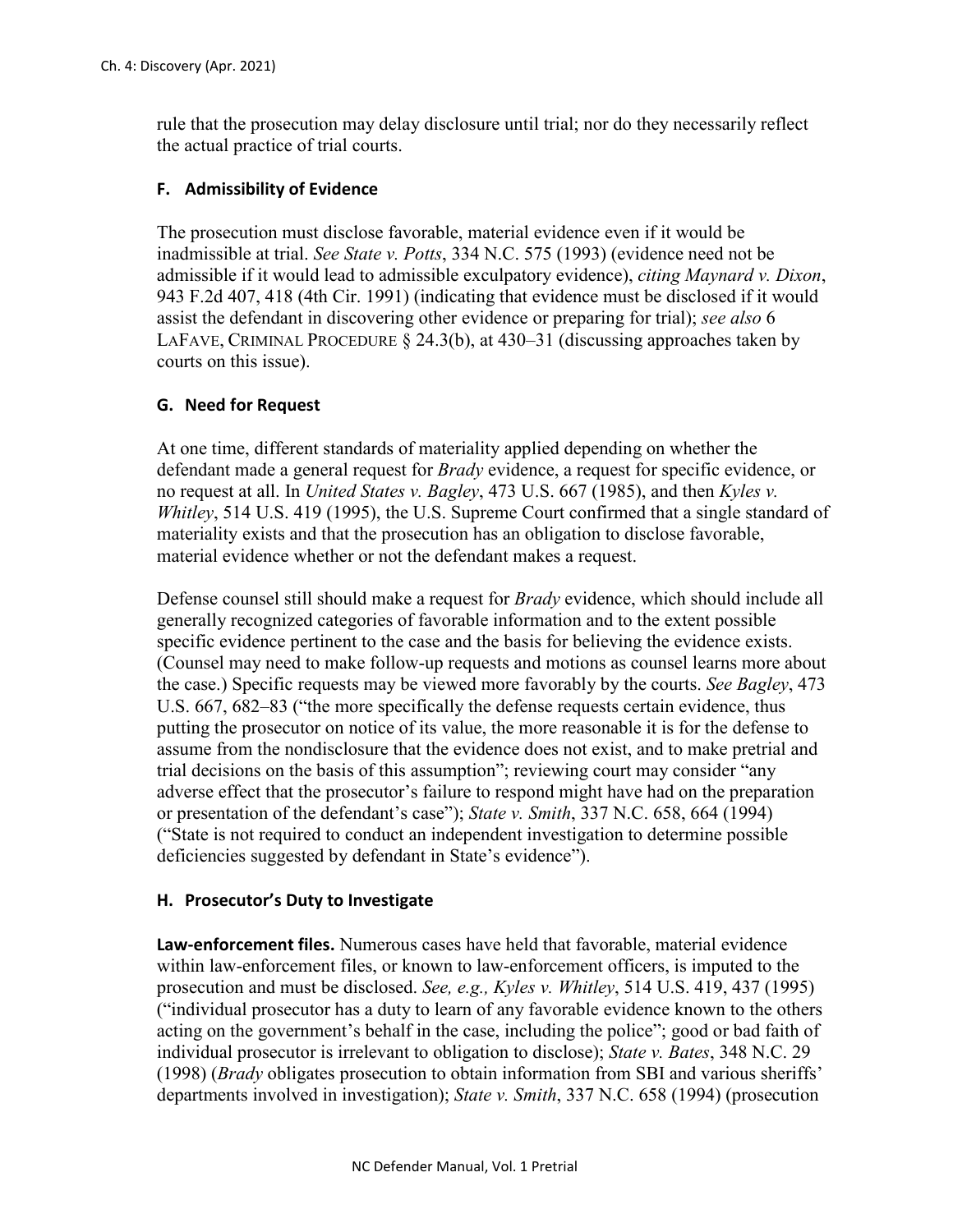rule that the prosecution may delay disclosure until trial; nor do they necessarily reflect the actual practice of trial courts.

### F. Admissibility of Evidence

The prosecution must disclose favorable, material evidence even if it would be inadmissible at trial. *See State v. Potts*, 334 N.C. 575 (1993) (evidence need not be admissible if it would lead to admissible exculpatory evidence), *citing Maynard v. Dixon*, 943 F.2d 407, 418 (4th Cir. 1991) (indicating that evidence must be disclosed if it would assist the defendant in discovering other evidence or preparing for trial); *see also* 6 LAFAVE, CRIMINAL PROCEDURE § 24.3(b), at 430–31 (discussing approaches taken by courts on this issue).

### G. Need for Request

At one time, different standards of materiality applied depending on whether the defendant made a general request for *Brady* evidence, a request for specific evidence, or no request at all. In *United States v. Bagley*, 473 U.S. 667 (1985), and then *Kyles v. Whitley*, 514 U.S. 419 (1995), the U.S. Supreme Court confirmed that a single standard of materiality exists and that the prosecution has an obligation to disclose favorable, material evidence whether or not the defendant makes a request.

Defense counsel still should make a request for *Brady* evidence, which should include all generally recognized categories of favorable information and to the extent possible specific evidence pertinent to the case and the basis for believing the evidence exists. (Counsel may need to make follow-up requests and motions as counsel learns more about the case.) Specific requests may be viewed more favorably by the courts. *See Bagley*, 473 U.S. 667, 682–83 ("the more specifically the defense requests certain evidence, thus putting the prosecutor on notice of its value, the more reasonable it is for the defense to assume from the nondisclosure that the evidence does not exist, and to make pretrial and trial decisions on the basis of this assumption"; reviewing court may consider "any adverse effect that the prosecutor's failure to respond might have had on the preparation or presentation of the defendant's case"); *State v. Smith*, 337 N.C. 658, 664 (1994) ("State is not required to conduct an independent investigation to determine possible deficiencies suggested by defendant in State's evidence").

### H. Prosecutor's Duty to Investigate

**Law-enforcement files.** Numerous cases have held that favorable, material evidence within law-enforcement files, or known to law-enforcement officers, is imputed to the prosecution and must be disclosed. *See, e.g., Kyles v. Whitley*, 514 U.S. 419, 437 (1995) ("individual prosecutor has a duty to learn of any favorable evidence known to the others acting on the government's behalf in the case, including the police"; good or bad faith of individual prosecutor is irrelevant to obligation to disclose); *State v. Bates*, 348 N.C. 29 (1998) (*Brady* obligates prosecution to obtain information from SBI and various sheriffs' departments involved in investigation); *State v. Smith*, 337 N.C. 658 (1994) (prosecution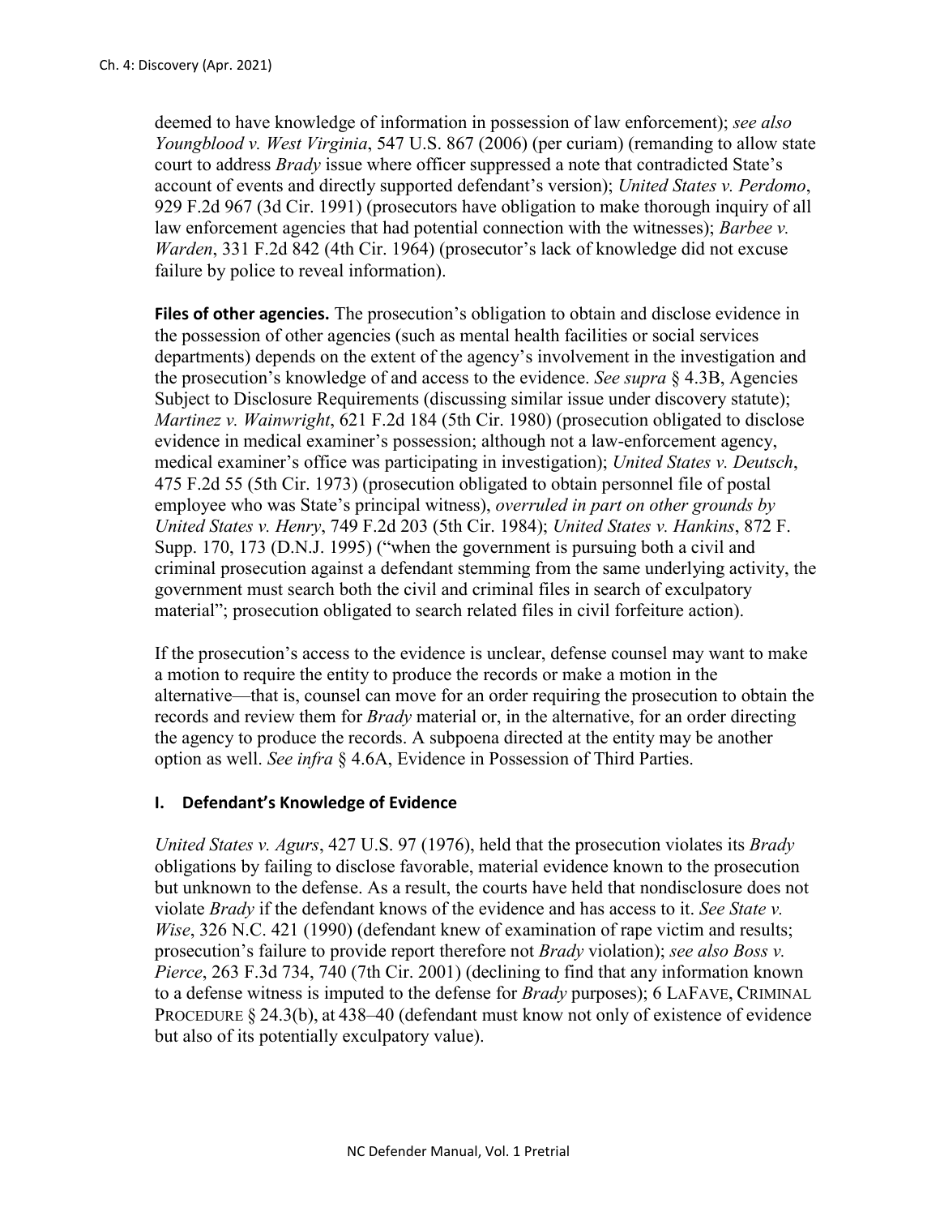deemed to have knowledge of information in possession of law enforcement); *see also Youngblood v. West Virginia*, 547 U.S. 867 (2006) (per curiam) (remanding to allow state court to address *Brady* issue where officer suppressed a note that contradicted State's account of events and directly supported defendant's version); *United States v. Perdomo*, 929 F.2d 967 (3d Cir. 1991) (prosecutors have obligation to make thorough inquiry of all law enforcement agencies that had potential connection with the witnesses); *Barbee v. Warden*, 331 F.2d 842 (4th Cir. 1964) (prosecutor's lack of knowledge did not excuse failure by police to reveal information).

**Files of other agencies.** The prosecution's obligation to obtain and disclose evidence in the possession of other agencies (such as mental health facilities or social services departments) depends on the extent of the agency's involvement in the investigation and the prosecution's knowledge of and access to the evidence. *See supra* § 4.3B, Agencies Subject to Disclosure Requirements (discussing similar issue under discovery statute); *Martinez v. Wainwright*, 621 F.2d 184 (5th Cir. 1980) (prosecution obligated to disclose evidence in medical examiner's possession; although not a law-enforcement agency, medical examiner's office was participating in investigation); *United States v. Deutsch*, 475 F.2d 55 (5th Cir. 1973) (prosecution obligated to obtain personnel file of postal employee who was State's principal witness), *overruled in part on other grounds by United States v. Henry*, 749 F.2d 203 (5th Cir. 1984); *United States v. Hankins*, 872 F. Supp. 170, 173 (D.N.J. 1995) ("when the government is pursuing both a civil and criminal prosecution against a defendant stemming from the same underlying activity, the government must search both the civil and criminal files in search of exculpatory material"; prosecution obligated to search related files in civil forfeiture action).

If the prosecution's access to the evidence is unclear, defense counsel may want to make a motion to require the entity to produce the records or make a motion in the alternative—that is, counsel can move for an order requiring the prosecution to obtain the records and review them for *Brady* material or, in the alternative, for an order directing the agency to produce the records. A subpoena directed at the entity may be another option as well. *See infra* § 4.6A, Evidence in Possession of Third Parties.

### I. Defendant's Knowledge of Evidence

*United States v. Agurs*, 427 U.S. 97 (1976), held that the prosecution violates its *Brady* obligations by failing to disclose favorable, material evidence known to the prosecution but unknown to the defense. As a result, the courts have held that nondisclosure does not violate *Brady* if the defendant knows of the evidence and has access to it. *See State v. Wise*, 326 N.C. 421 (1990) (defendant knew of examination of rape victim and results; prosecution's failure to provide report therefore not *Brady* violation); *see also Boss v. Pierce*, 263 F.3d 734, 740 (7th Cir. 2001) (declining to find that any information known to a defense witness is imputed to the defense for *Brady* purposes); 6 LAFAVE, CRIMINAL PROCEDURE § 24.3(b), at 438–40 (defendant must know not only of existence of evidence but also of its potentially exculpatory value).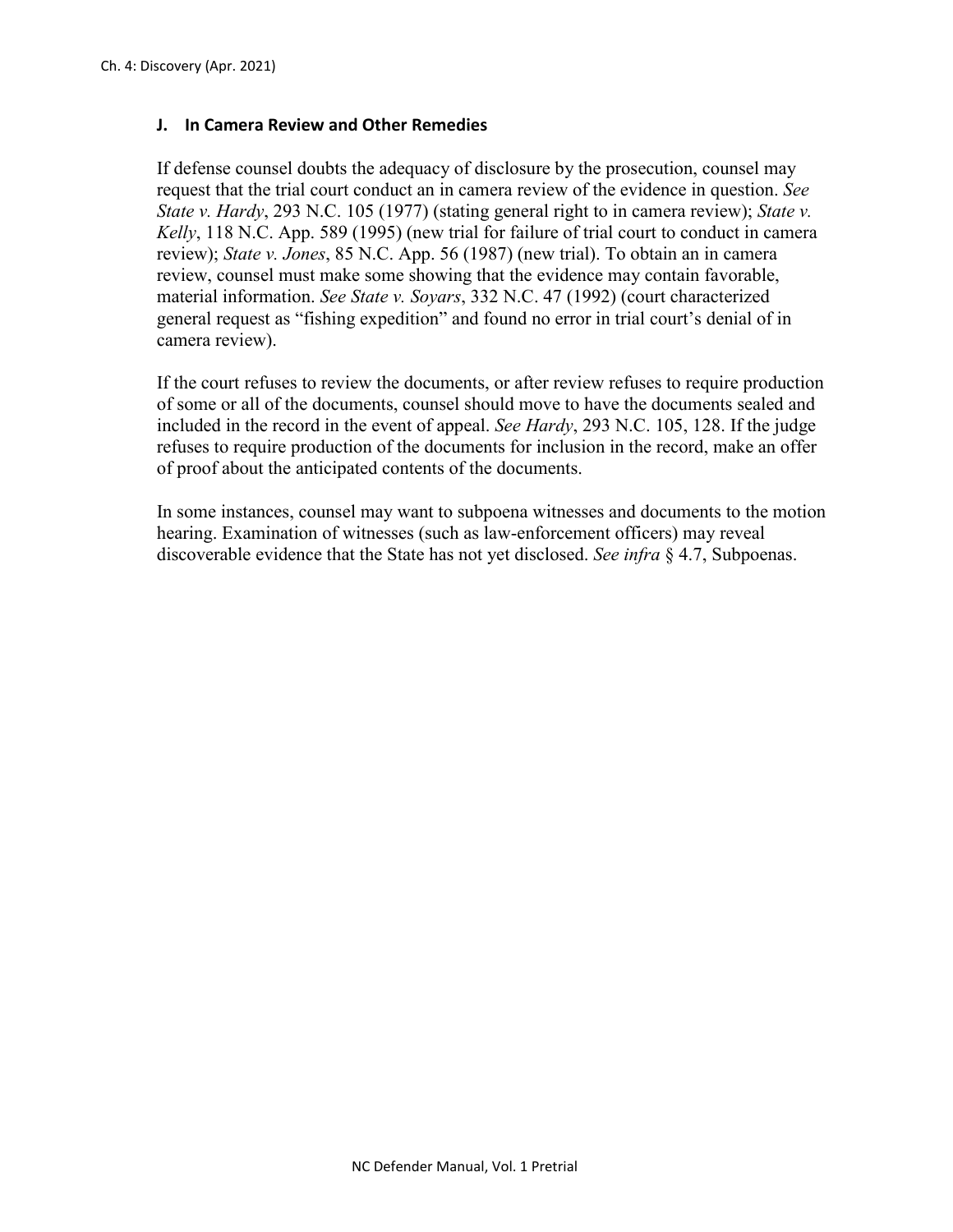### J. In Camera Review and Other Remedies

If defense counsel doubts the adequacy of disclosure by the prosecution, counsel may request that the trial court conduct an in camera review of the evidence in question. *See State v. Hardy*, 293 N.C. 105 (1977) (stating general right to in camera review); *State v. Kelly*, 118 N.C. App. 589 (1995) (new trial for failure of trial court to conduct in camera review); *State v. Jones*, 85 N.C. App. 56 (1987) (new trial). To obtain an in camera review, counsel must make some showing that the evidence may contain favorable, material information. *See State v. Soyars*, 332 N.C. 47 (1992) (court characterized general request as "fishing expedition" and found no error in trial court's denial of in camera review).

If the court refuses to review the documents, or after review refuses to require production of some or all of the documents, counsel should move to have the documents sealed and included in the record in the event of appeal. *See Hardy*, 293 N.C. 105, 128. If the judge refuses to require production of the documents for inclusion in the record, make an offer of proof about the anticipated contents of the documents.

In some instances, counsel may want to subpoena witnesses and documents to the motion hearing. Examination of witnesses (such as law-enforcement officers) may reveal discoverable evidence that the State has not yet disclosed. *See infra* § 4.7, Subpoenas.